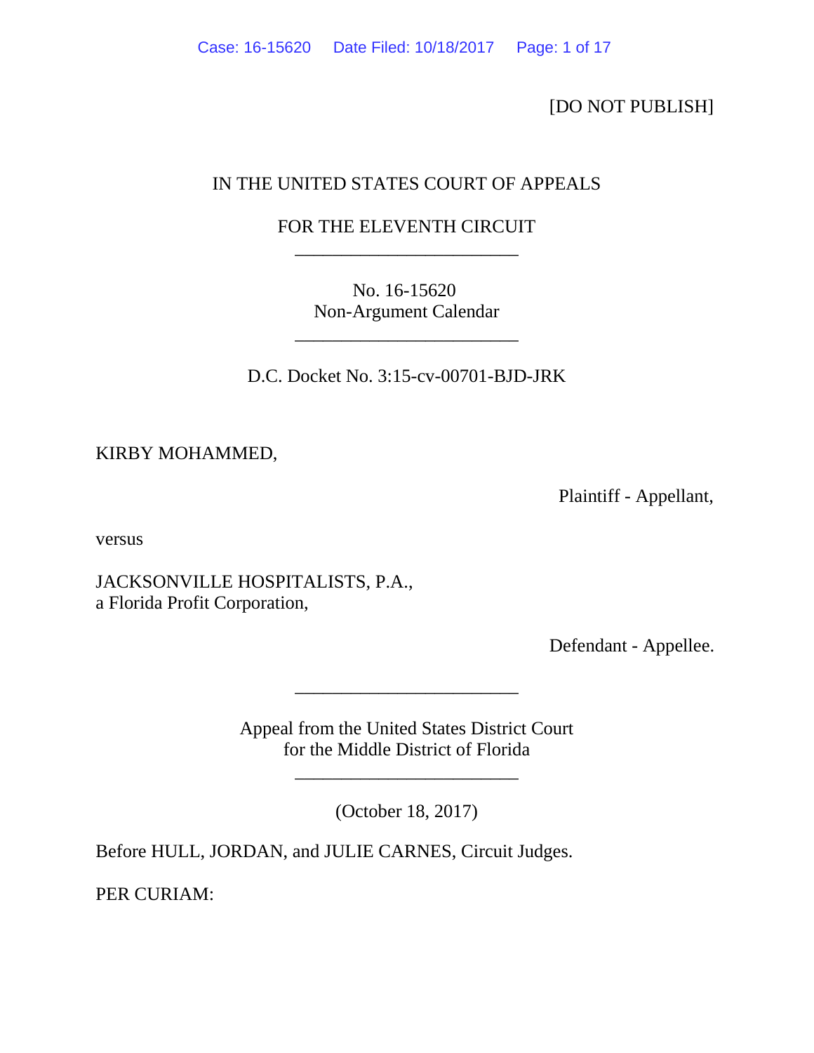[DO NOT PUBLISH]

IN THE UNITED STATES COURT OF APPEALS

FOR THE ELEVENTH CIRCUIT

________________________

No. 16-15620
Non-Argument Calendar

________________________

D.C. Docket No. 3:15-cv-00701-BJD-JRK

KIRBY MOHAMMED,

Plaintiff - Appellant,

versus

JACKSONVILLE HOSPITALISTS, P.A.,
a Florida Profit Corporation,

Defendant - Appellee.

________________________

Appeal from the United States District Court
for the Middle District of Florida

________________________

(October 18, 2017)

Before HULL, JORDAN, and JULIE CARNES, Circuit Judges.

PER CURIAM: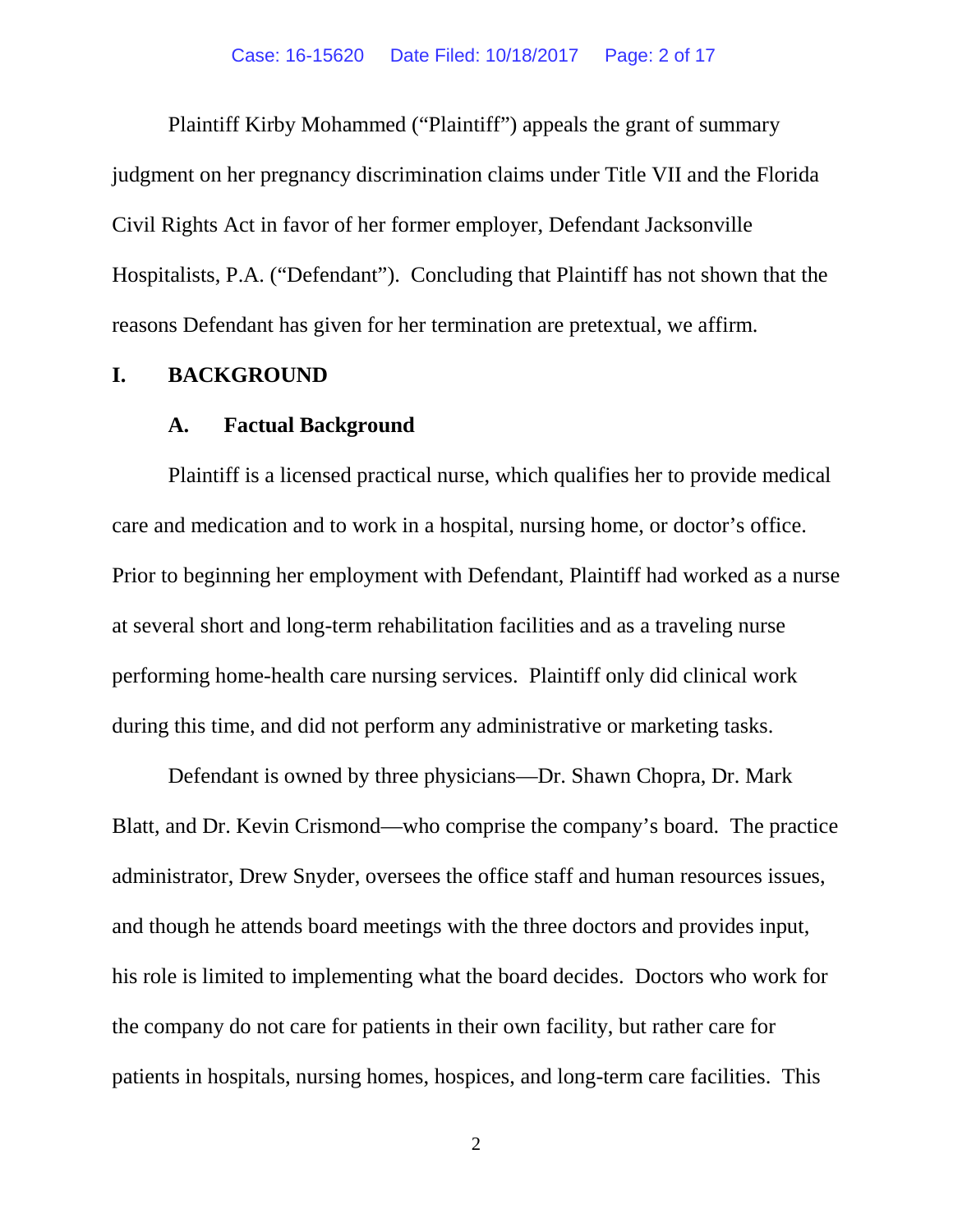Plaintiff Kirby Mohammed ("Plaintiff") appeals the grant of summary judgment on her pregnancy discrimination claims under Title VII and the Florida Civil Rights Act in favor of her former employer, Defendant Jacksonville Hospitalists, P.A. ("Defendant"). Concluding that Plaintiff has not shown that the reasons Defendant has given for her termination are pretextual, we affirm.

## I. BACKGROUND

### A. Factual Background

Plaintiff is a licensed practical nurse, which qualifies her to provide medical care and medication and to work in a hospital, nursing home, or doctor's office. Prior to beginning her employment with Defendant, Plaintiff had worked as a nurse at several short and long-term rehabilitation facilities and as a traveling nurse performing home-health care nursing services. Plaintiff only did clinical work during this time, and did not perform any administrative or marketing tasks.

Defendant is owned by three physicians—Dr. Shawn Chopra, Dr. Mark Blatt, and Dr. Kevin Crismond—who comprise the company's board. The practice administrator, Drew Snyder, oversees the office staff and human resources issues, and though he attends board meetings with the three doctors and provides input, his role is limited to implementing what the board decides. Doctors who work for the company do not care for patients in their own facility, but rather care for patients in hospitals, nursing homes, hospices, and long-term care facilities. This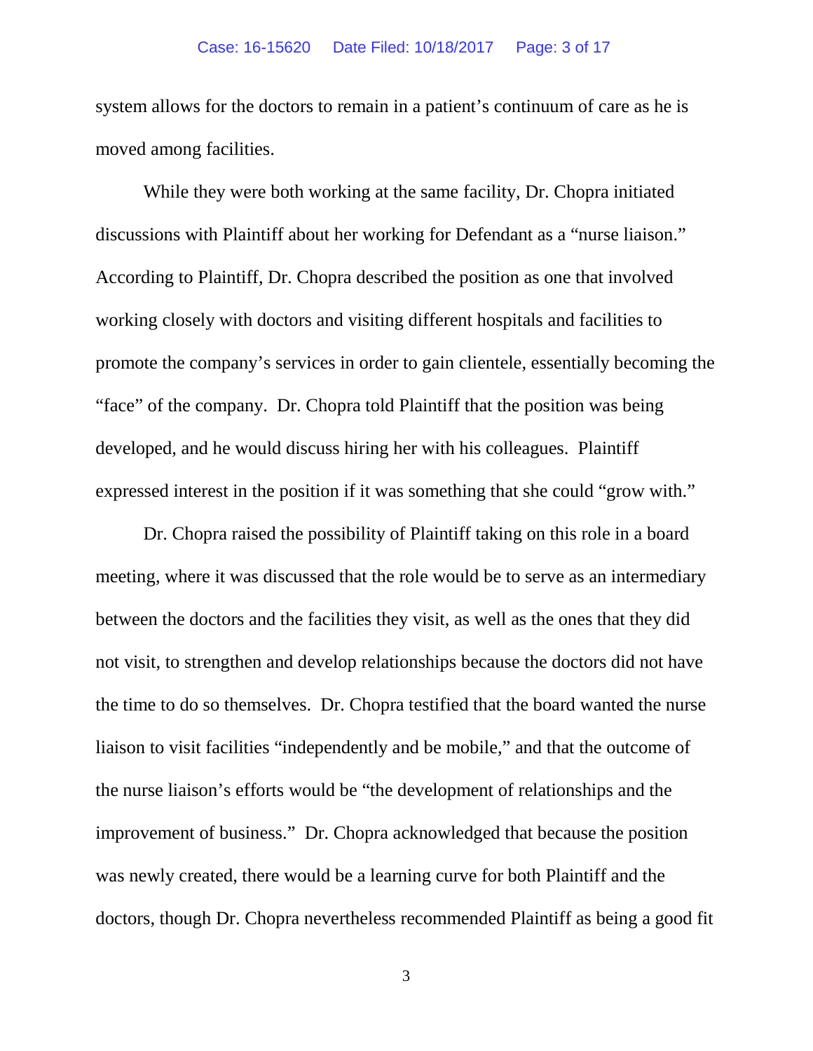system allows for the doctors to remain in a patient's continuum of care as he is moved among facilities.

While they were both working at the same facility, Dr. Chopra initiated discussions with Plaintiff about her working for Defendant as a "nurse liaison." According to Plaintiff, Dr. Chopra described the position as one that involved working closely with doctors and visiting different hospitals and facilities to promote the company's services in order to gain clientele, essentially becoming the "face" of the company. Dr. Chopra told Plaintiff that the position was being developed, and he would discuss hiring her with his colleagues. Plaintiff expressed interest in the position if it was something that she could "grow with."

Dr. Chopra raised the possibility of Plaintiff taking on this role in a board meeting, where it was discussed that the role would be to serve as an intermediary between the doctors and the facilities they visit, as well as the ones that they did not visit, to strengthen and develop relationships because the doctors did not have the time to do so themselves. Dr. Chopra testified that the board wanted the nurse liaison to visit facilities "independently and be mobile," and that the outcome of the nurse liaison's efforts would be "the development of relationships and the improvement of business." Dr. Chopra acknowledged that because the position was newly created, there would be a learning curve for both Plaintiff and the doctors, though Dr. Chopra nevertheless recommended Plaintiff as being a good fit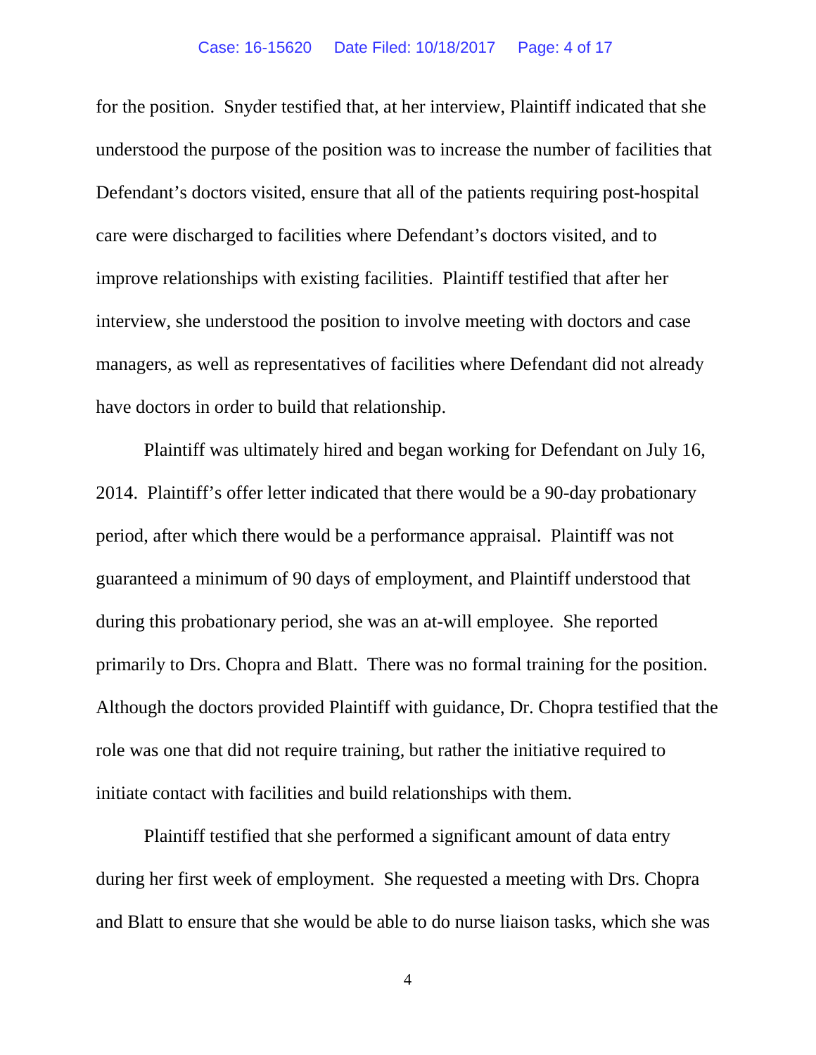for the position. Snyder testified that, at her interview, Plaintiff indicated that she understood the purpose of the position was to increase the number of facilities that Defendant's doctors visited, ensure that all of the patients requiring post-hospital care were discharged to facilities where Defendant's doctors visited, and to improve relationships with existing facilities. Plaintiff testified that after her interview, she understood the position to involve meeting with doctors and case managers, as well as representatives of facilities where Defendant did not already have doctors in order to build that relationship.

Plaintiff was ultimately hired and began working for Defendant on July 16, 2014. Plaintiff's offer letter indicated that there would be a 90-day probationary period, after which there would be a performance appraisal. Plaintiff was not guaranteed a minimum of 90 days of employment, and Plaintiff understood that during this probationary period, she was an at-will employee. She reported primarily to Drs. Chopra and Blatt. There was no formal training for the position. Although the doctors provided Plaintiff with guidance, Dr. Chopra testified that the role was one that did not require training, but rather the initiative required to initiate contact with facilities and build relationships with them.

Plaintiff testified that she performed a significant amount of data entry during her first week of employment. She requested a meeting with Drs. Chopra and Blatt to ensure that she would be able to do nurse liaison tasks, which she was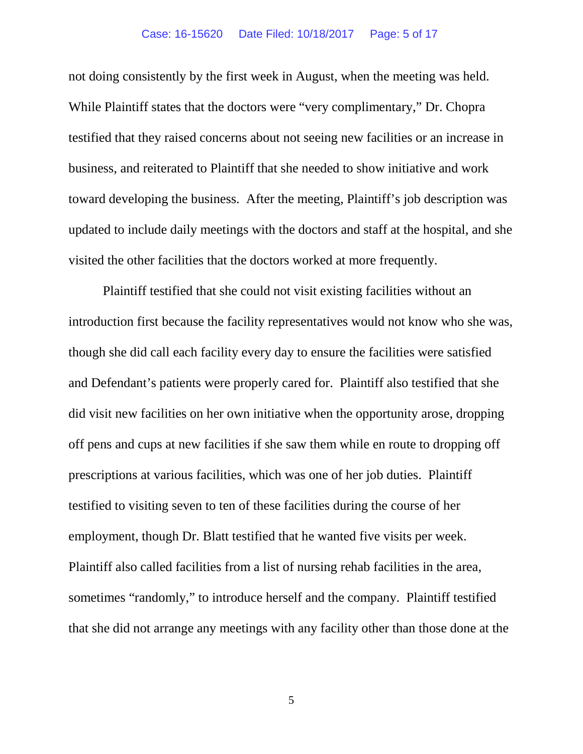not doing consistently by the first week in August, when the meeting was held. While Plaintiff states that the doctors were "very complimentary," Dr. Chopra testified that they raised concerns about not seeing new facilities or an increase in business, and reiterated to Plaintiff that she needed to show initiative and work toward developing the business. After the meeting, Plaintiff's job description was updated to include daily meetings with the doctors and staff at the hospital, and she visited the other facilities that the doctors worked at more frequently.

Plaintiff testified that she could not visit existing facilities without an introduction first because the facility representatives would not know who she was, though she did call each facility every day to ensure the facilities were satisfied and Defendant's patients were properly cared for. Plaintiff also testified that she did visit new facilities on her own initiative when the opportunity arose, dropping off pens and cups at new facilities if she saw them while en route to dropping off prescriptions at various facilities, which was one of her job duties. Plaintiff testified to visiting seven to ten of these facilities during the course of her employment, though Dr. Blatt testified that he wanted five visits per week. Plaintiff also called facilities from a list of nursing rehab facilities in the area, sometimes "randomly," to introduce herself and the company. Plaintiff testified that she did not arrange any meetings with any facility other than those done at the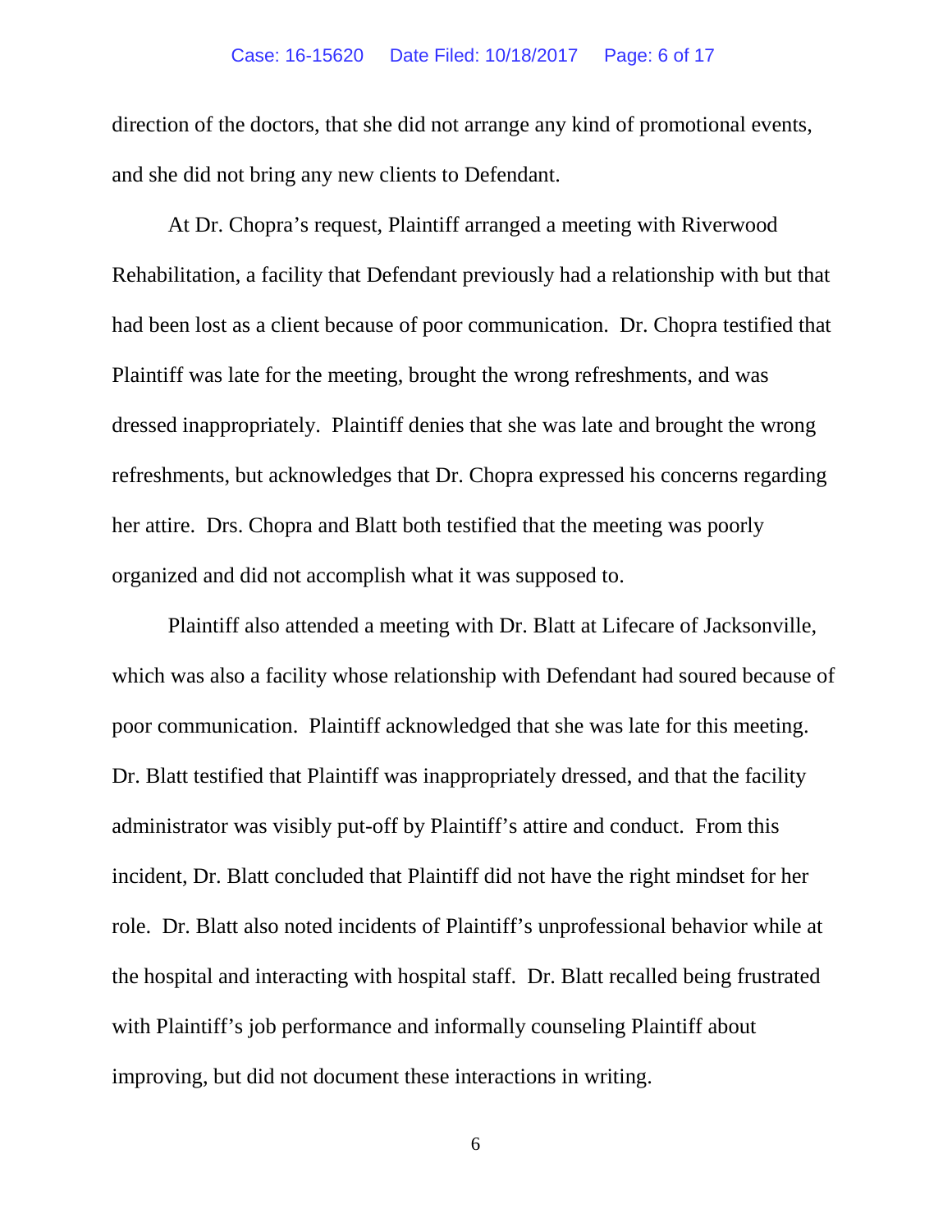direction of the doctors, that she did not arrange any kind of promotional events, and she did not bring any new clients to Defendant.

At Dr. Chopra's request, Plaintiff arranged a meeting with Riverwood Rehabilitation, a facility that Defendant previously had a relationship with but that had been lost as a client because of poor communication. Dr. Chopra testified that Plaintiff was late for the meeting, brought the wrong refreshments, and was dressed inappropriately. Plaintiff denies that she was late and brought the wrong refreshments, but acknowledges that Dr. Chopra expressed his concerns regarding her attire. Drs. Chopra and Blatt both testified that the meeting was poorly organized and did not accomplish what it was supposed to.

Plaintiff also attended a meeting with Dr. Blatt at Lifecare of Jacksonville, which was also a facility whose relationship with Defendant had soured because of poor communication. Plaintiff acknowledged that she was late for this meeting. Dr. Blatt testified that Plaintiff was inappropriately dressed, and that the facility administrator was visibly put-off by Plaintiff's attire and conduct. From this incident, Dr. Blatt concluded that Plaintiff did not have the right mindset for her role. Dr. Blatt also noted incidents of Plaintiff's unprofessional behavior while at the hospital and interacting with hospital staff. Dr. Blatt recalled being frustrated with Plaintiff's job performance and informally counseling Plaintiff about improving, but did not document these interactions in writing.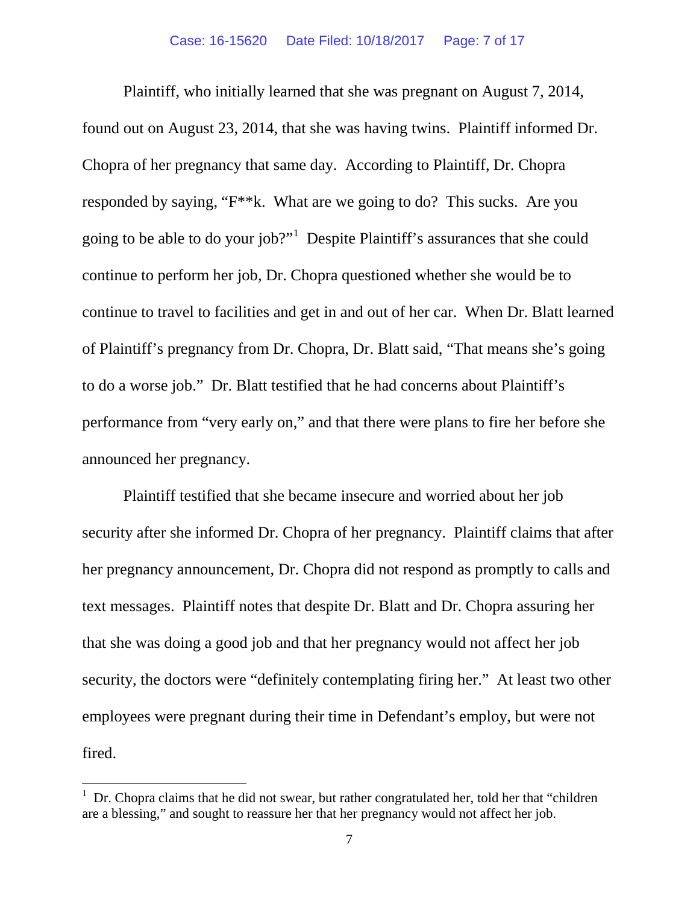Plaintiff, who initially learned that she was pregnant on August 7, 2014, found out on August 23, 2014, that she was having twins. Plaintiff informed Dr. Chopra of her pregnancy that same day. According to Plaintiff, Dr. Chopra responded by saying, "F**k. What are we going to do? This sucks. Are you going to be able to do your job?"[1] Despite Plaintiff's assurances that she could continue to perform her job, Dr. Chopra questioned whether she would be to continue to travel to facilities and get in and out of her car. When Dr. Blatt learned of Plaintiff's pregnancy from Dr. Chopra, Dr. Blatt said, "That means she's going to do a worse job." Dr. Blatt testified that he had concerns about Plaintiff's performance from "very early on," and that there were plans to fire her before she announced her pregnancy.

Plaintiff testified that she became insecure and worried about her job security after she informed Dr. Chopra of her pregnancy. Plaintiff claims that after her pregnancy announcement, Dr. Chopra did not respond as promptly to calls and text messages. Plaintiff notes that despite Dr. Blatt and Dr. Chopra assuring her that she was doing a good job and that her pregnancy would not affect her job security, the doctors were "definitely contemplating firing her." At least two other employees were pregnant during their time in Defendant's employ, but were not fired.

---

[1] Dr. Chopra claims that he did not swear, but rather congratulated her, told her that "children are a blessing," and sought to reassure her that her pregnancy would not affect her job.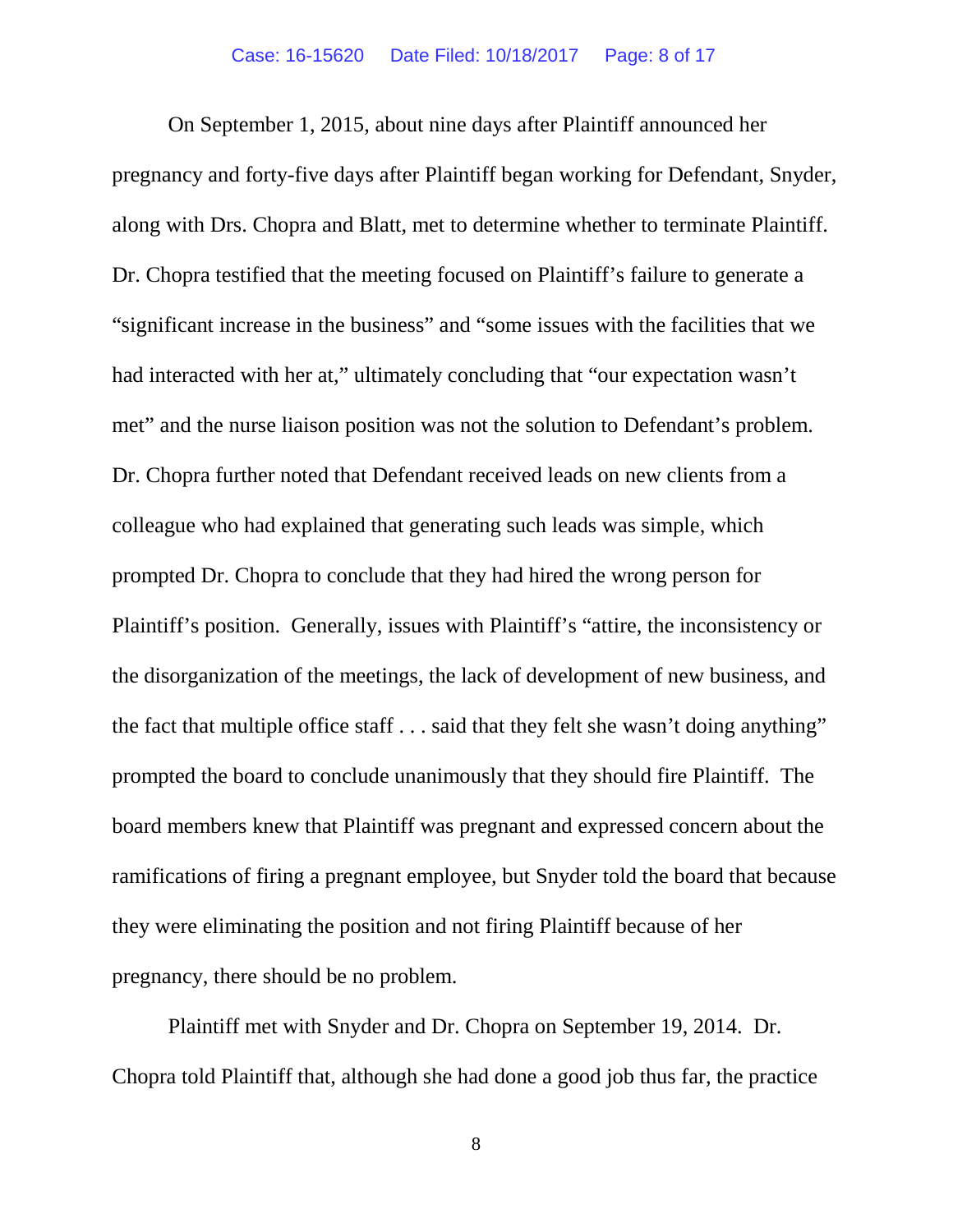On September 1, 2015, about nine days after Plaintiff announced her pregnancy and forty-five days after Plaintiff began working for Defendant, Snyder, along with Drs. Chopra and Blatt, met to determine whether to terminate Plaintiff. Dr. Chopra testified that the meeting focused on Plaintiff's failure to generate a "significant increase in the business" and "some issues with the facilities that we had interacted with her at," ultimately concluding that "our expectation wasn't met" and the nurse liaison position was not the solution to Defendant's problem. Dr. Chopra further noted that Defendant received leads on new clients from a colleague who had explained that generating such leads was simple, which prompted Dr. Chopra to conclude that they had hired the wrong person for Plaintiff's position. Generally, issues with Plaintiff's "attire, the inconsistency or the disorganization of the meetings, the lack of development of new business, and the fact that multiple office staff . . . said that they felt she wasn't doing anything" prompted the board to conclude unanimously that they should fire Plaintiff. The board members knew that Plaintiff was pregnant and expressed concern about the ramifications of firing a pregnant employee, but Snyder told the board that because they were eliminating the position and not firing Plaintiff because of her pregnancy, there should be no problem.

Plaintiff met with Snyder and Dr. Chopra on September 19, 2014. Dr. Chopra told Plaintiff that, although she had done a good job thus far, the practice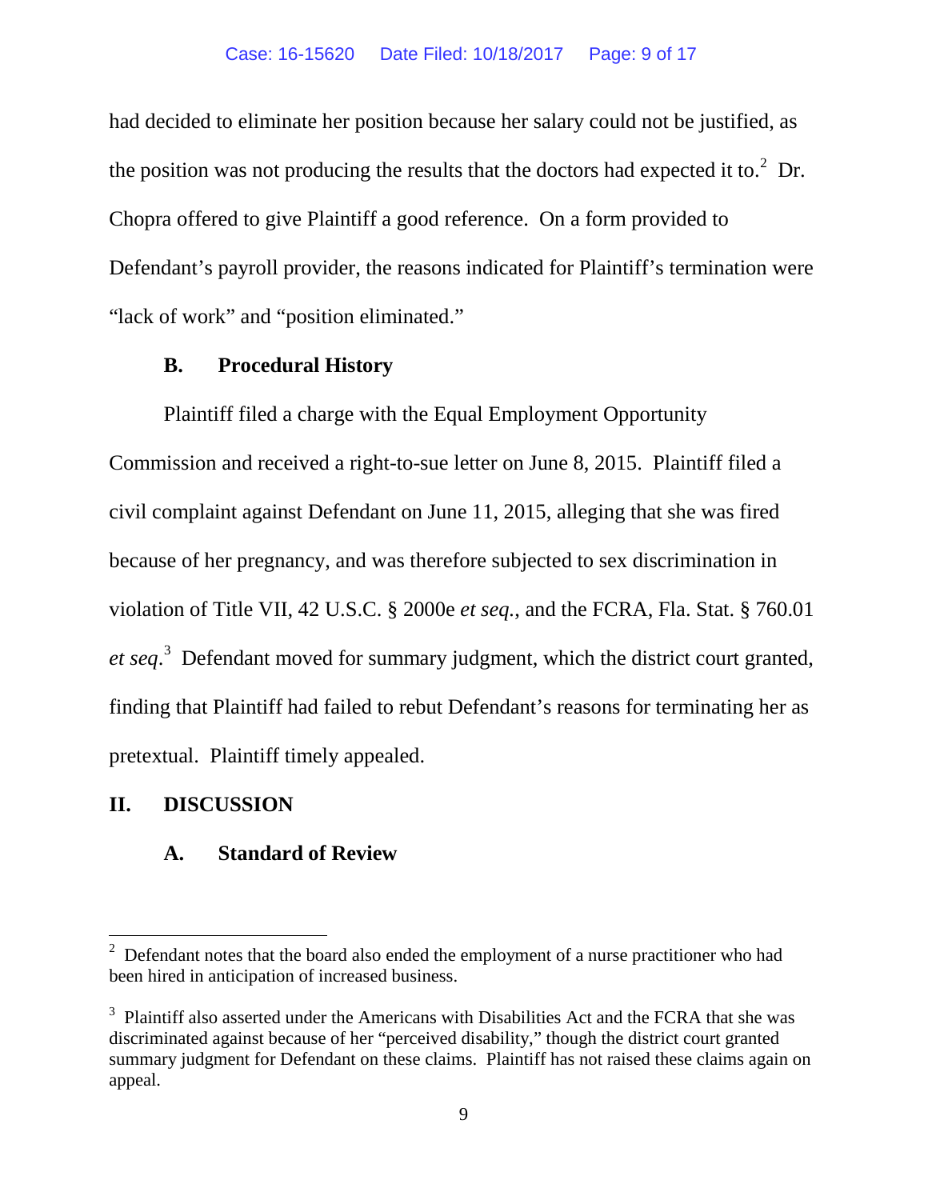had decided to eliminate her position because her salary could not be justified, as the position was not producing the results that the doctors had expected it to.[2] Dr. Chopra offered to give Plaintiff a good reference. On a form provided to Defendant's payroll provider, the reasons indicated for Plaintiff's termination were "lack of work" and "position eliminated."

### B. Procedural History

Plaintiff filed a charge with the Equal Employment Opportunity Commission and received a right-to-sue letter on June 8, 2015. Plaintiff filed a civil complaint against Defendant on June 11, 2015, alleging that she was fired because of her pregnancy, and was therefore subjected to sex discrimination in violation of Title VII, 42 U.S.C. § 2000e *et seq.*, and the FCRA, Fla. Stat. § 760.01 *et seq*.[3] Defendant moved for summary judgment, which the district court granted, finding that Plaintiff had failed to rebut Defendant's reasons for terminating her as pretextual. Plaintiff timely appealed.

## II. DISCUSSION

### A. Standard of Review

---

[2] Defendant notes that the board also ended the employment of a nurse practitioner who had been hired in anticipation of increased business.

[3] Plaintiff also asserted under the Americans with Disabilities Act and the FCRA that she was discriminated against because of her "perceived disability," though the district court granted summary judgment for Defendant on these claims. Plaintiff has not raised these claims again on appeal.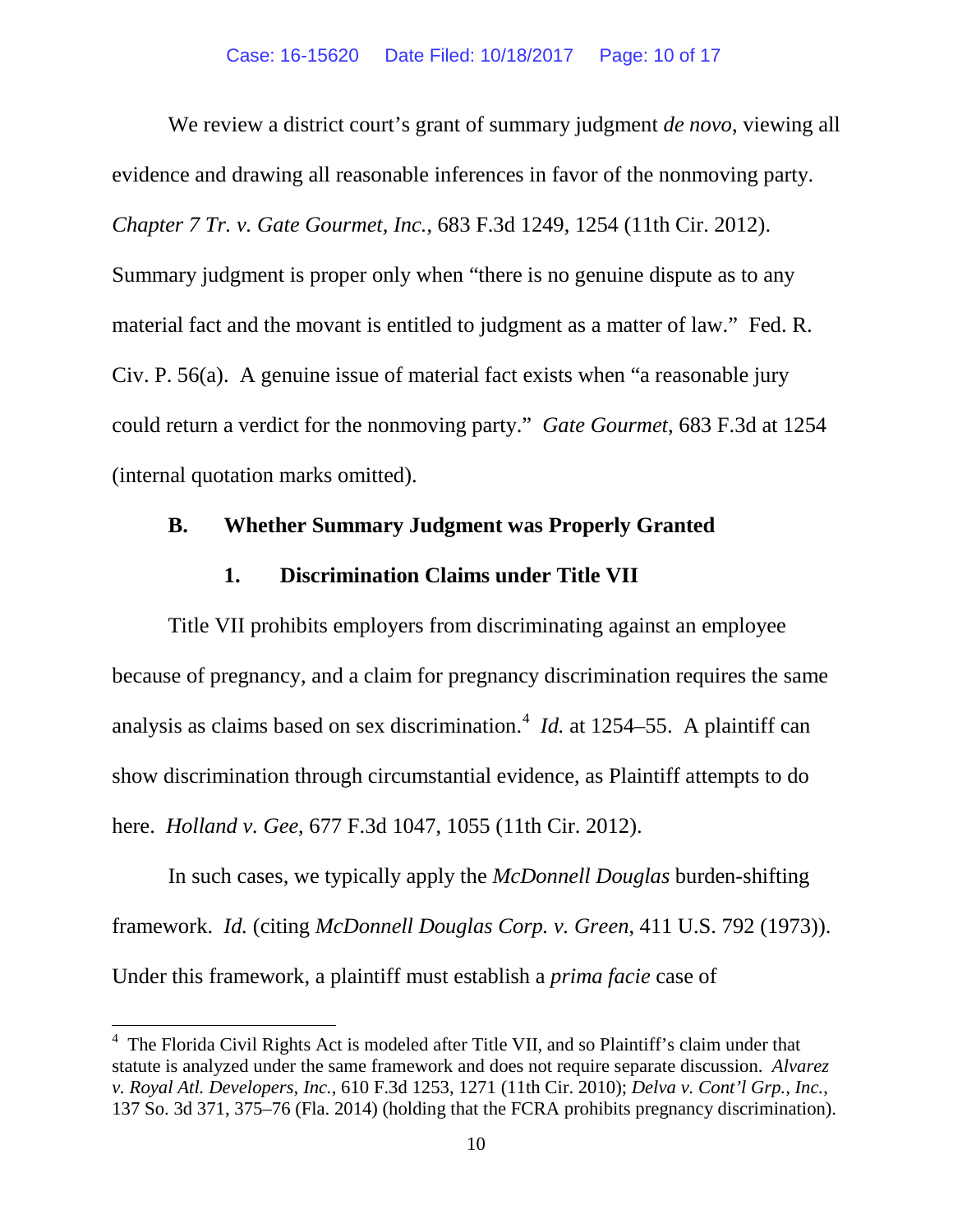We review a district court's grant of summary judgment *de novo*, viewing all evidence and drawing all reasonable inferences in favor of the nonmoving party. *Chapter 7 Tr. v. Gate Gourmet, Inc.*, 683 F.3d 1249, 1254 (11th Cir. 2012). Summary judgment is proper only when "there is no genuine dispute as to any material fact and the movant is entitled to judgment as a matter of law." Fed. R. Civ. P. 56(a). A genuine issue of material fact exists when "a reasonable jury could return a verdict for the nonmoving party." *Gate Gourmet*, 683 F.3d at 1254 (internal quotation marks omitted).

**B. Whether Summary Judgment was Properly Granted**

**1. Discrimination Claims under Title VII**

Title VII prohibits employers from discriminating against an employee because of pregnancy, and a claim for pregnancy discrimination requires the same analysis as claims based on sex discrimination.[4] *Id.* at 1254–55. A plaintiff can show discrimination through circumstantial evidence, as Plaintiff attempts to do here. *Holland v. Gee*, 677 F.3d 1047, 1055 (11th Cir. 2012).

In such cases, we typically apply the *McDonnell Douglas* burden-shifting framework. *Id.* (citing *McDonnell Douglas Corp. v. Green*, 411 U.S. 792 (1973)). Under this framework, a plaintiff must establish a *prima facie* case of

[4] The Florida Civil Rights Act is modeled after Title VII, and so Plaintiff's claim under that statute is analyzed under the same framework and does not require separate discussion. *Alvarez v. Royal Atl. Developers, Inc.*, 610 F.3d 1253, 1271 (11th Cir. 2010); *Delva v. Cont'l Grp., Inc.*, 137 So. 3d 371, 375–76 (Fla. 2014) (holding that the FCRA prohibits pregnancy discrimination).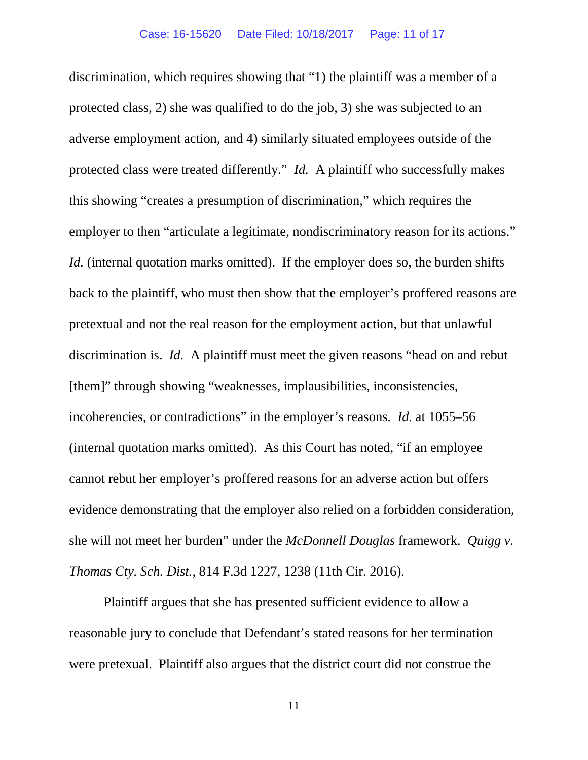discrimination, which requires showing that "1) the plaintiff was a member of a protected class, 2) she was qualified to do the job, 3) she was subjected to an adverse employment action, and 4) similarly situated employees outside of the protected class were treated differently." *Id.* A plaintiff who successfully makes this showing "creates a presumption of discrimination," which requires the employer to then "articulate a legitimate, nondiscriminatory reason for its actions." *Id.* (internal quotation marks omitted). If the employer does so, the burden shifts back to the plaintiff, who must then show that the employer's proffered reasons are pretextual and not the real reason for the employment action, but that unlawful discrimination is. *Id.* A plaintiff must meet the given reasons "head on and rebut [them]" through showing "weaknesses, implausibilities, inconsistencies, incoherencies, or contradictions" in the employer's reasons. *Id.* at 1055–56 (internal quotation marks omitted). As this Court has noted, "if an employee cannot rebut her employer's proffered reasons for an adverse action but offers evidence demonstrating that the employer also relied on a forbidden consideration, she will not meet her burden" under the *McDonnell Douglas* framework. *Quigg v. Thomas Cty. Sch. Dist.*, 814 F.3d 1227, 1238 (11th Cir. 2016).

Plaintiff argues that she has presented sufficient evidence to allow a reasonable jury to conclude that Defendant's stated reasons for her termination were pretexual. Plaintiff also argues that the district court did not construe the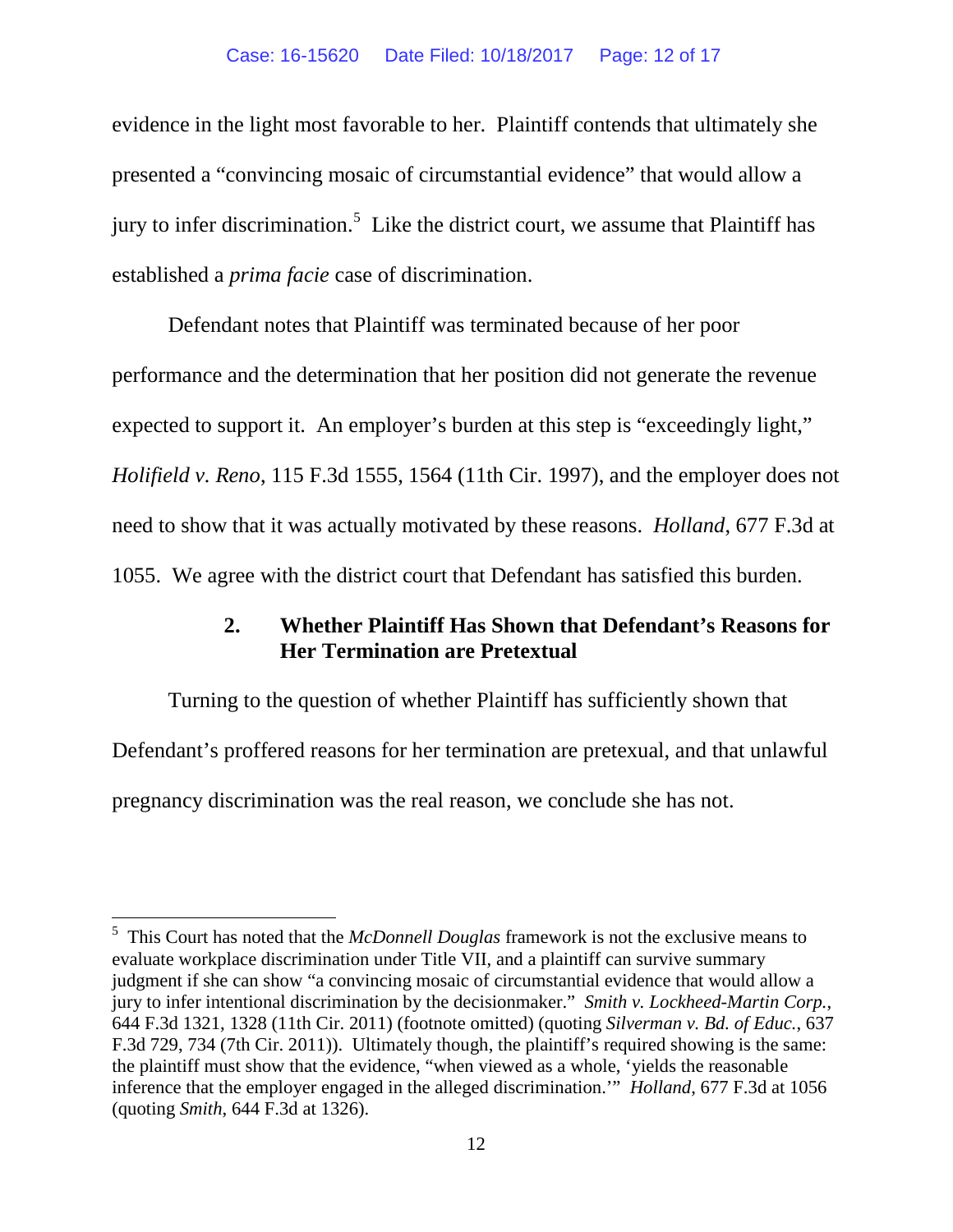evidence in the light most favorable to her. Plaintiff contends that ultimately she presented a "convincing mosaic of circumstantial evidence" that would allow a jury to infer discrimination.[5] Like the district court, we assume that Plaintiff has established a *prima facie* case of discrimination.

Defendant notes that Plaintiff was terminated because of her poor performance and the determination that her position did not generate the revenue expected to support it. An employer's burden at this step is "exceedingly light," *Holifield v. Reno*, 115 F.3d 1555, 1564 (11th Cir. 1997), and the employer does not need to show that it was actually motivated by these reasons. *Holland*, 677 F.3d at 1055. We agree with the district court that Defendant has satisfied this burden.

### 2. Whether Plaintiff Has Shown that Defendant's Reasons for Her Termination are Pretextual

Turning to the question of whether Plaintiff has sufficiently shown that Defendant's proffered reasons for her termination are pretexual, and that unlawful pregnancy discrimination was the real reason, we conclude she has not.

---

[5] This Court has noted that the *McDonnell Douglas* framework is not the exclusive means to evaluate workplace discrimination under Title VII, and a plaintiff can survive summary judgment if she can show "a convincing mosaic of circumstantial evidence that would allow a jury to infer intentional discrimination by the decisionmaker." *Smith v. Lockheed-Martin Corp.*, 644 F.3d 1321, 1328 (11th Cir. 2011) (footnote omitted) (quoting *Silverman v. Bd. of Educ.*, 637 F.3d 729, 734 (7th Cir. 2011)). Ultimately though, the plaintiff's required showing is the same: the plaintiff must show that the evidence, "when viewed as a whole, 'yields the reasonable inference that the employer engaged in the alleged discrimination.'" *Holland*, 677 F.3d at 1056 (quoting *Smith*, 644 F.3d at 1326).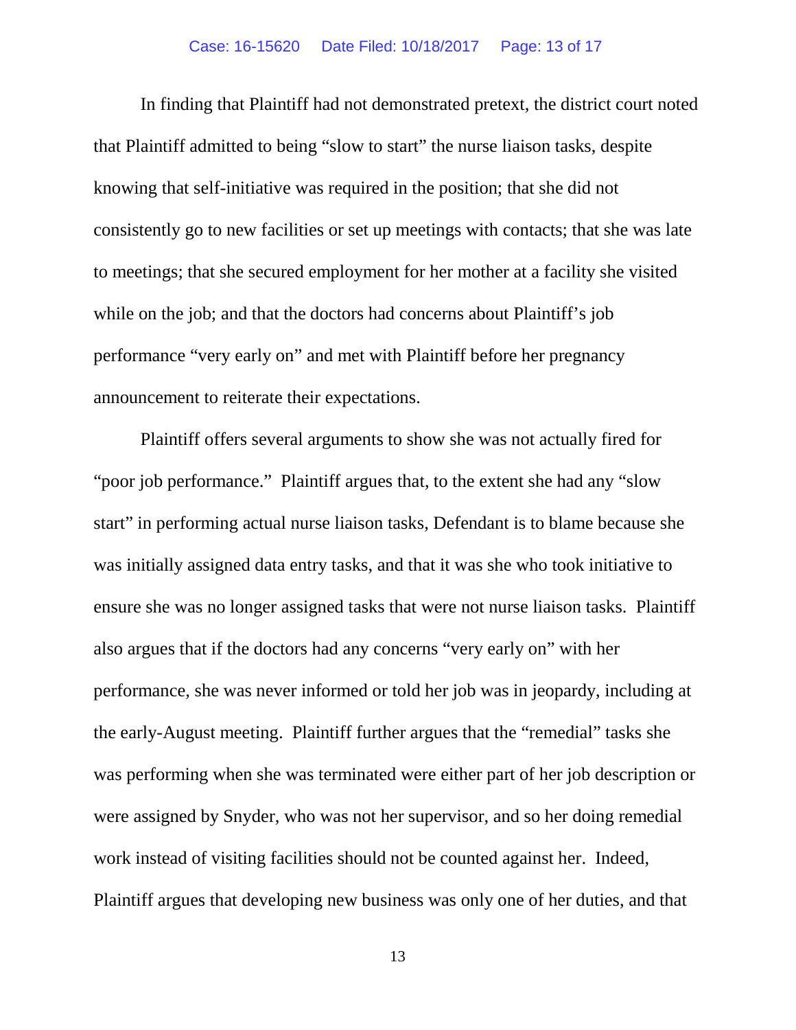In finding that Plaintiff had not demonstrated pretext, the district court noted that Plaintiff admitted to being "slow to start" the nurse liaison tasks, despite knowing that self-initiative was required in the position; that she did not consistently go to new facilities or set up meetings with contacts; that she was late to meetings; that she secured employment for her mother at a facility she visited while on the job; and that the doctors had concerns about Plaintiff's job performance "very early on" and met with Plaintiff before her pregnancy announcement to reiterate their expectations.

Plaintiff offers several arguments to show she was not actually fired for "poor job performance." Plaintiff argues that, to the extent she had any "slow start" in performing actual nurse liaison tasks, Defendant is to blame because she was initially assigned data entry tasks, and that it was she who took initiative to ensure she was no longer assigned tasks that were not nurse liaison tasks. Plaintiff also argues that if the doctors had any concerns "very early on" with her performance, she was never informed or told her job was in jeopardy, including at the early-August meeting. Plaintiff further argues that the "remedial" tasks she was performing when she was terminated were either part of her job description or were assigned by Snyder, who was not her supervisor, and so her doing remedial work instead of visiting facilities should not be counted against her. Indeed, Plaintiff argues that developing new business was only one of her duties, and that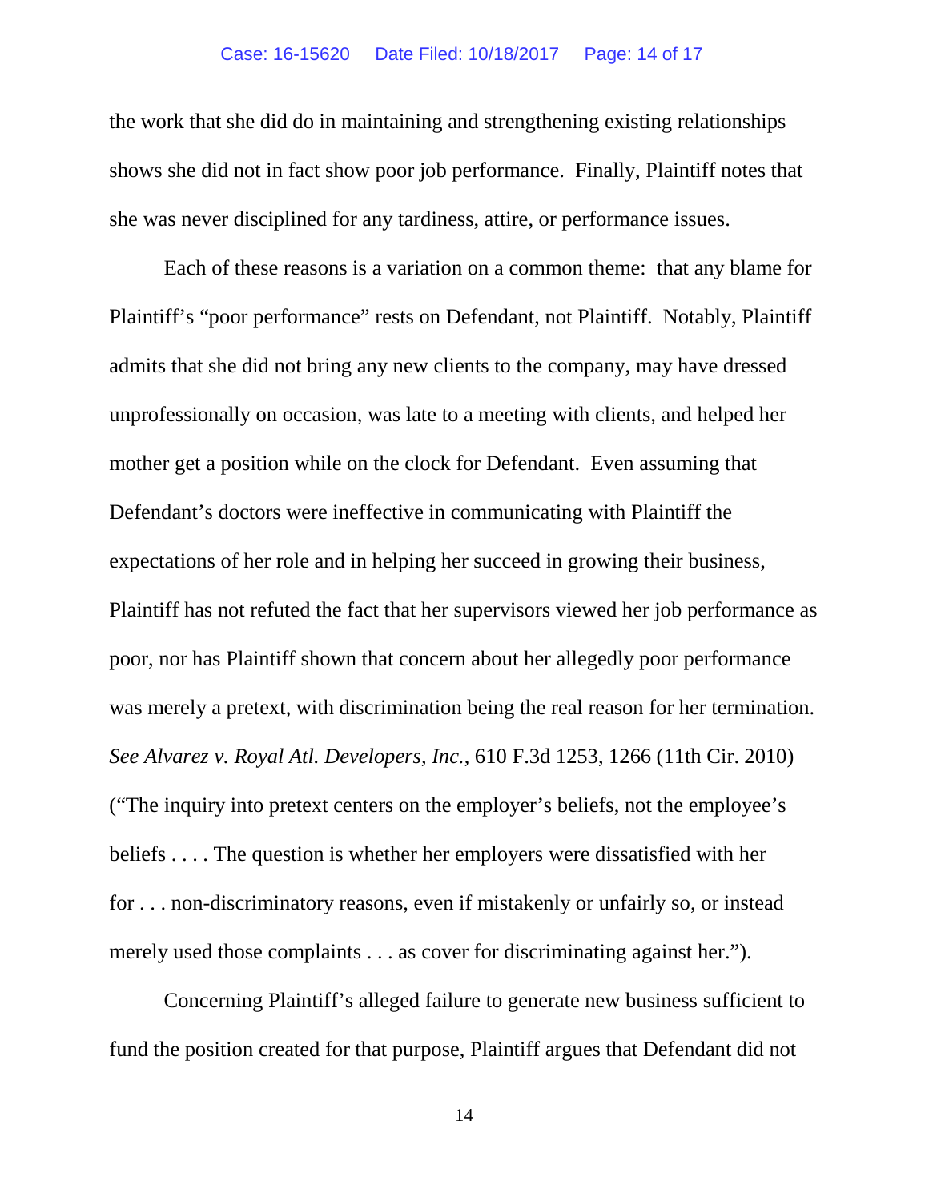the work that she did do in maintaining and strengthening existing relationships shows she did not in fact show poor job performance. Finally, Plaintiff notes that she was never disciplined for any tardiness, attire, or performance issues.

Each of these reasons is a variation on a common theme: that any blame for Plaintiff's "poor performance" rests on Defendant, not Plaintiff. Notably, Plaintiff admits that she did not bring any new clients to the company, may have dressed unprofessionally on occasion, was late to a meeting with clients, and helped her mother get a position while on the clock for Defendant. Even assuming that Defendant's doctors were ineffective in communicating with Plaintiff the expectations of her role and in helping her succeed in growing their business, Plaintiff has not refuted the fact that her supervisors viewed her job performance as poor, nor has Plaintiff shown that concern about her allegedly poor performance was merely a pretext, with discrimination being the real reason for her termination. *See Alvarez v. Royal Atl. Developers, Inc.*, 610 F.3d 1253, 1266 (11th Cir. 2010) ("The inquiry into pretext centers on the employer's beliefs, not the employee's beliefs . . . . The question is whether her employers were dissatisfied with her for . . . non-discriminatory reasons, even if mistakenly or unfairly so, or instead merely used those complaints . . . as cover for discriminating against her.").

Concerning Plaintiff's alleged failure to generate new business sufficient to fund the position created for that purpose, Plaintiff argues that Defendant did not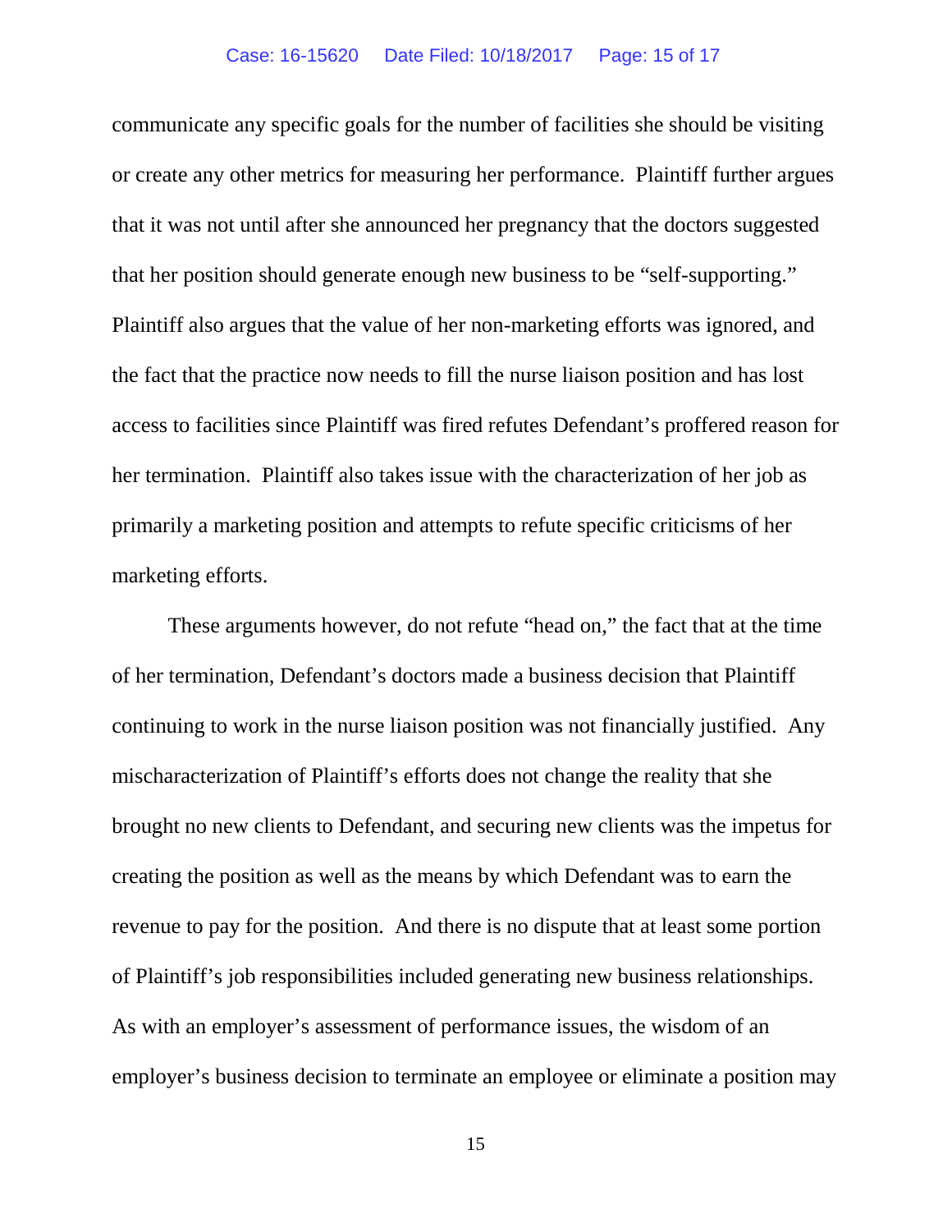communicate any specific goals for the number of facilities she should be visiting or create any other metrics for measuring her performance. Plaintiff further argues that it was not until after she announced her pregnancy that the doctors suggested that her position should generate enough new business to be "self-supporting." Plaintiff also argues that the value of her non-marketing efforts was ignored, and the fact that the practice now needs to fill the nurse liaison position and has lost access to facilities since Plaintiff was fired refutes Defendant's proffered reason for her termination. Plaintiff also takes issue with the characterization of her job as primarily a marketing position and attempts to refute specific criticisms of her marketing efforts.

These arguments however, do not refute "head on," the fact that at the time of her termination, Defendant's doctors made a business decision that Plaintiff continuing to work in the nurse liaison position was not financially justified. Any mischaracterization of Plaintiff's efforts does not change the reality that she brought no new clients to Defendant, and securing new clients was the impetus for creating the position as well as the means by which Defendant was to earn the revenue to pay for the position. And there is no dispute that at least some portion of Plaintiff's job responsibilities included generating new business relationships. As with an employer's assessment of performance issues, the wisdom of an employer's business decision to terminate an employee or eliminate a position may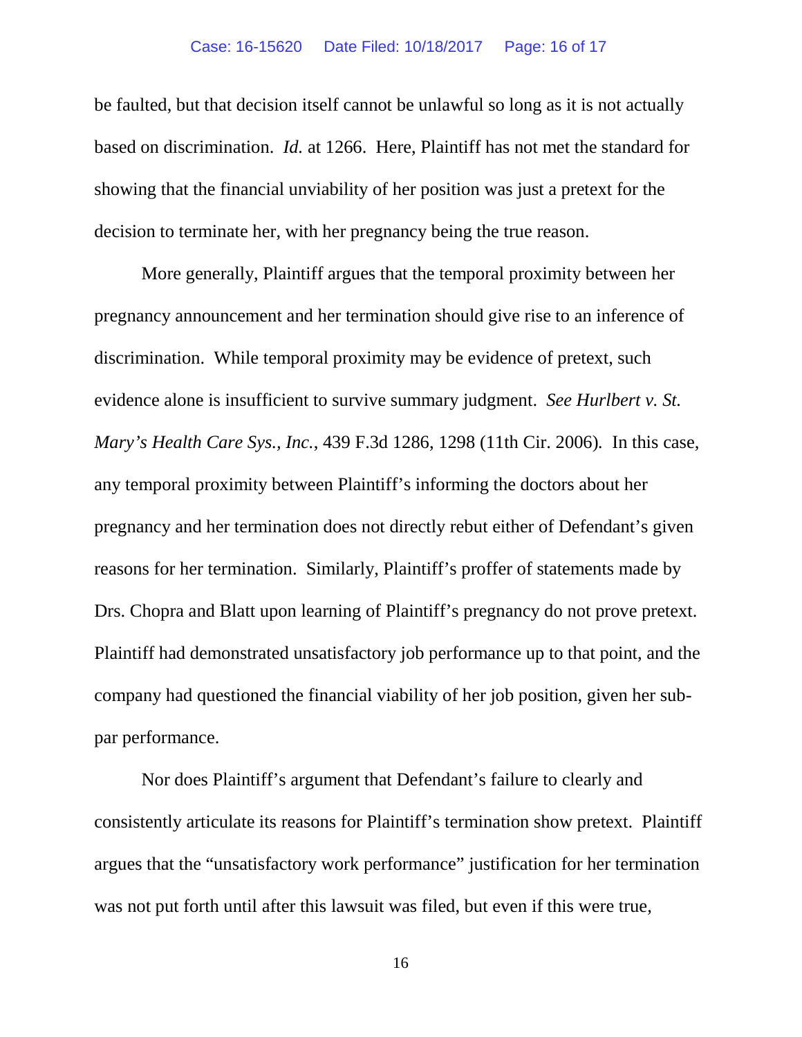be faulted, but that decision itself cannot be unlawful so long as it is not actually based on discrimination. *Id.* at 1266. Here, Plaintiff has not met the standard for showing that the financial unviability of her position was just a pretext for the decision to terminate her, with her pregnancy being the true reason.

More generally, Plaintiff argues that the temporal proximity between her pregnancy announcement and her termination should give rise to an inference of discrimination. While temporal proximity may be evidence of pretext, such evidence alone is insufficient to survive summary judgment. *See Hurlbert v. St. Mary's Health Care Sys., Inc.*, 439 F.3d 1286, 1298 (11th Cir. 2006). In this case, any temporal proximity between Plaintiff's informing the doctors about her pregnancy and her termination does not directly rebut either of Defendant's given reasons for her termination. Similarly, Plaintiff's proffer of statements made by Drs. Chopra and Blatt upon learning of Plaintiff's pregnancy do not prove pretext. Plaintiff had demonstrated unsatisfactory job performance up to that point, and the company had questioned the financial viability of her job position, given her sub-par performance.

Nor does Plaintiff's argument that Defendant's failure to clearly and consistently articulate its reasons for Plaintiff's termination show pretext. Plaintiff argues that the "unsatisfactory work performance" justification for her termination was not put forth until after this lawsuit was filed, but even if this were true,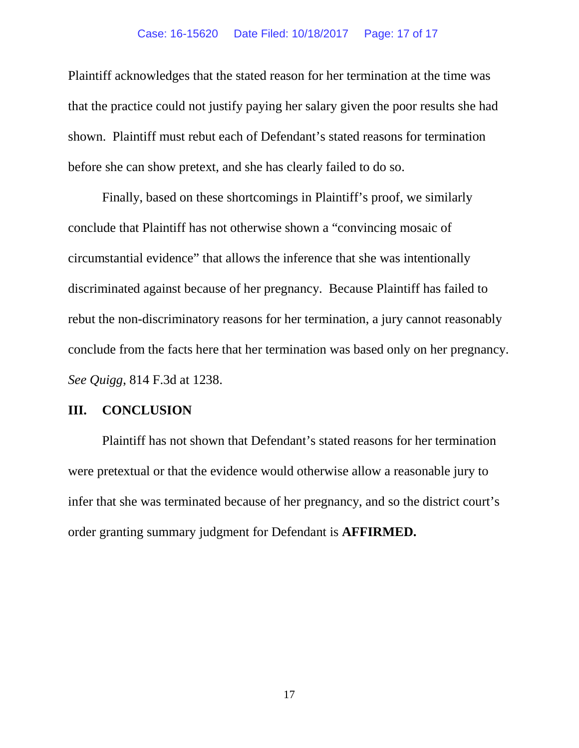Plaintiff acknowledges that the stated reason for her termination at the time was that the practice could not justify paying her salary given the poor results she had shown. Plaintiff must rebut each of Defendant's stated reasons for termination before she can show pretext, and she has clearly failed to do so.

Finally, based on these shortcomings in Plaintiff's proof, we similarly conclude that Plaintiff has not otherwise shown a "convincing mosaic of circumstantial evidence" that allows the inference that she was intentionally discriminated against because of her pregnancy. Because Plaintiff has failed to rebut the non-discriminatory reasons for her termination, a jury cannot reasonably conclude from the facts here that her termination was based only on her pregnancy. *See Quigg*, 814 F.3d at 1238.

## III. CONCLUSION

Plaintiff has not shown that Defendant's stated reasons for her termination were pretextual or that the evidence would otherwise allow a reasonable jury to infer that she was terminated because of her pregnancy, and so the district court's order granting summary judgment for Defendant is **AFFIRMED.**